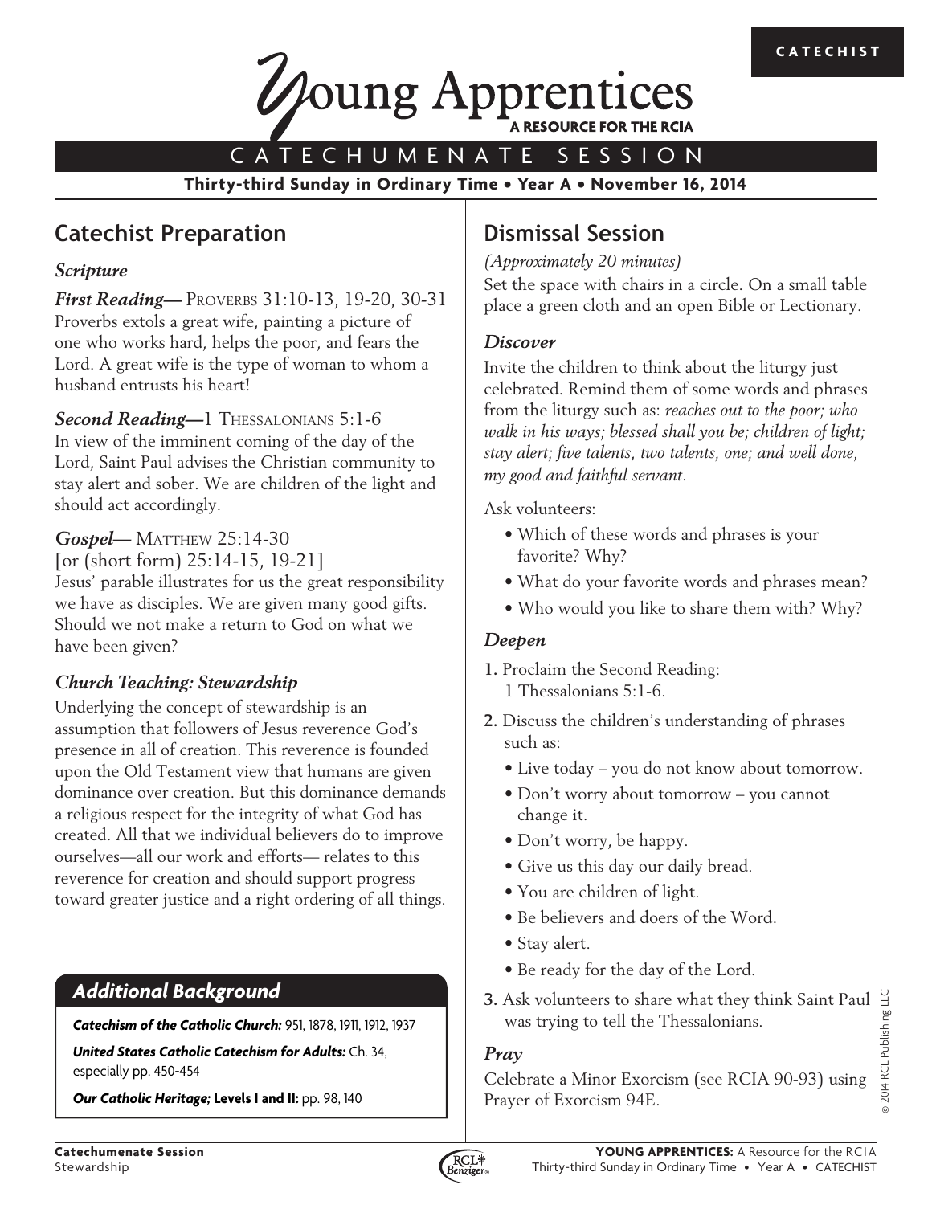CATECHIST

# Young Apprentices

A RESOURCE FOR THE RCIA

## CATECHUMENATE SESSION

**Thirty-third Sunday in Ordinary Time • Year A • November 16, 2014**

## Catechist Preparation

### *Scripture*

***First Reading—*** PROVERBS 31:10-13, 19-20, 30-31
Proverbs extols a great wife, painting a picture of one who works hard, helps the poor, and fears the Lord. A great wife is the type of woman to whom a husband entrusts his heart!

***Second Reading—***1 THESSALONIANS 5:1-6
In view of the imminent coming of the day of the Lord, Saint Paul advises the Christian community to stay alert and sober. We are children of the light and should act accordingly.

***Gospel—*** MATTHEW 25:14-30
[or (short form) 25:14-15, 19-21]
Jesus' parable illustrates for us the great responsibility we have as disciples. We are given many good gifts. Should we not make a return to God on what we have been given?

### *Church Teaching: Stewardship*

Underlying the concept of stewardship is an assumption that followers of Jesus reverence God's presence in all of creation. This reverence is founded upon the Old Testament view that humans are given dominance over creation. But this dominance demands a religious respect for the integrity of what God has created. All that we individual believers do to improve ourselves—all our work and efforts— relates to this reverence for creation and should support progress toward greater justice and a right ordering of all things.

### *Additional Background*

***Catechism of the Catholic Church:*** 951, 1878, 1911, 1912, 1937

***United States Catholic Catechism for Adults:*** Ch. 34, especially pp. 450-454

***Our Catholic Heritage;* Levels I and II:** pp. 98, 140

## Dismissal Session

*(Approximately 20 minutes)*

Set the space with chairs in a circle. On a small table place a green cloth and an open Bible or Lectionary.

### *Discover*

Invite the children to think about the liturgy just celebrated. Remind them of some words and phrases from the liturgy such as: *reaches out to the poor; who walk in his ways; blessed shall you be; children of light; stay alert; five talents, two talents, one; and well done, my good and faithful servant.*

Ask volunteers:

- Which of these words and phrases is your favorite? Why?
- What do your favorite words and phrases mean?
- Who would you like to share them with? Why?

### *Deepen*

1. Proclaim the Second Reading: 1 Thessalonians 5:1-6.
2. Discuss the children's understanding of phrases such as:
   - Live today – you do not know about tomorrow.
   - Don't worry about tomorrow – you cannot change it.
   - Don't worry, be happy.
   - Give us this day our daily bread.
   - You are children of light.
   - Be believers and doers of the Word.
   - Stay alert.
   - Be ready for the day of the Lord.
3. Ask volunteers to share what they think Saint Paul was trying to tell the Thessalonians.

### *Pray*

Celebrate a Minor Exorcism (see RCIA 90-93) using Prayer of Exorcism 94E.

© 2014 RCL Publishing LLC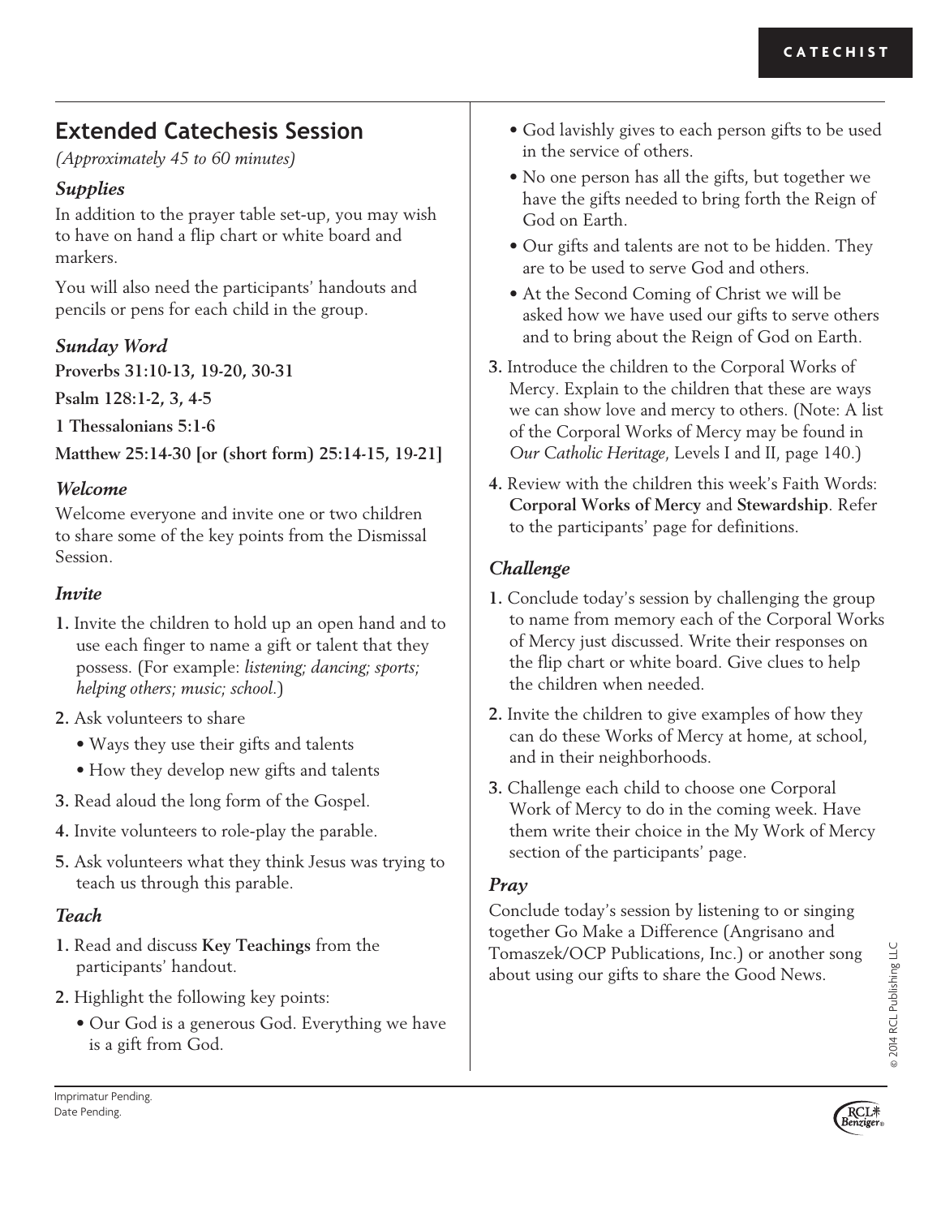## Extended Catechesis Session

*(Approximately 45 to 60 minutes)*

### *Supplies*

In addition to the prayer table set-up, you may wish to have on hand a flip chart or white board and markers.

You will also need the participants' handouts and pencils or pens for each child in the group.

### *Sunday Word*

**Proverbs 31:10-13, 19-20, 30-31**

**Psalm 128:1-2, 3, 4-5**

**1 Thessalonians 5:1-6**

**Matthew 25:14-30 [or (short form) 25:14-15, 19-21]**

### *Welcome*

Welcome everyone and invite one or two children to share some of the key points from the Dismissal Session.

### *Invite*

1. Invite the children to hold up an open hand and to use each finger to name a gift or talent that they possess. (For example: *listening; dancing; sports; helping others; music; school.*)
2. Ask volunteers to share
   - Ways they use their gifts and talents
   - How they develop new gifts and talents
3. Read aloud the long form of the Gospel.
4. Invite volunteers to role-play the parable.
5. Ask volunteers what they think Jesus was trying to teach us through this parable.

### *Teach*

1. Read and discuss **Key Teachings** from the participants' handout.
2. Highlight the following key points:
   - Our God is a generous God. Everything we have is a gift from God.
   - God lavishly gives to each person gifts to be used in the service of others.
   - No one person has all the gifts, but together we have the gifts needed to bring forth the Reign of God on Earth.
   - Our gifts and talents are not to be hidden. They are to be used to serve God and others.
   - At the Second Coming of Christ we will be asked how we have used our gifts to serve others and to bring about the Reign of God on Earth.
3. Introduce the children to the Corporal Works of Mercy. Explain to the children that these are ways we can show love and mercy to others. (Note: A list of the Corporal Works of Mercy may be found in *Our Catholic Heritage*, Levels I and II, page 140.)
4. Review with the children this week's Faith Words: **Corporal Works of Mercy** and **Stewardship**. Refer to the participants' page for definitions.

### *Challenge*

1. Conclude today's session by challenging the group to name from memory each of the Corporal Works of Mercy just discussed. Write their responses on the flip chart or white board. Give clues to help the children when needed.
2. Invite the children to give examples of how they can do these Works of Mercy at home, at school, and in their neighborhoods.
3. Challenge each child to choose one Corporal Work of Mercy to do in the coming week. Have them write their choice in the My Work of Mercy section of the participants' page.

### *Pray*

Conclude today's session by listening to or singing together Go Make a Difference (Angrisano and Tomaszek/OCP Publications, Inc.) or another song about using our gifts to share the Good News.

Imprimatur Pending.
Date Pending.

© 2014 RCL Publishing LLC